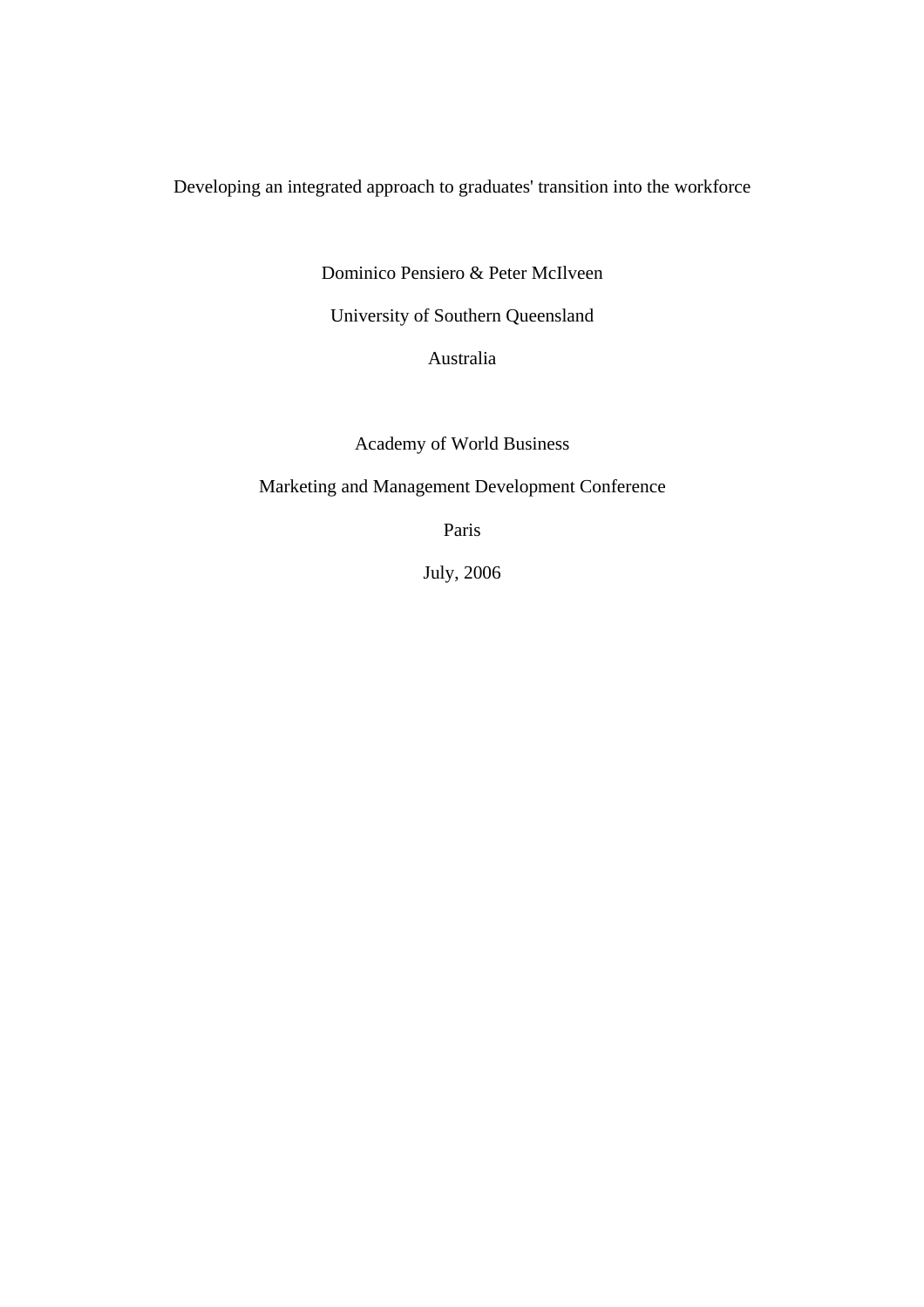# Developing an integrated approach to graduates' transition into the workforce

Dominico Pensiero & Peter McIlveen

University of Southern Queensland

Australia

Academy of World Business

Marketing and Management Development Conference

Paris

July, 2006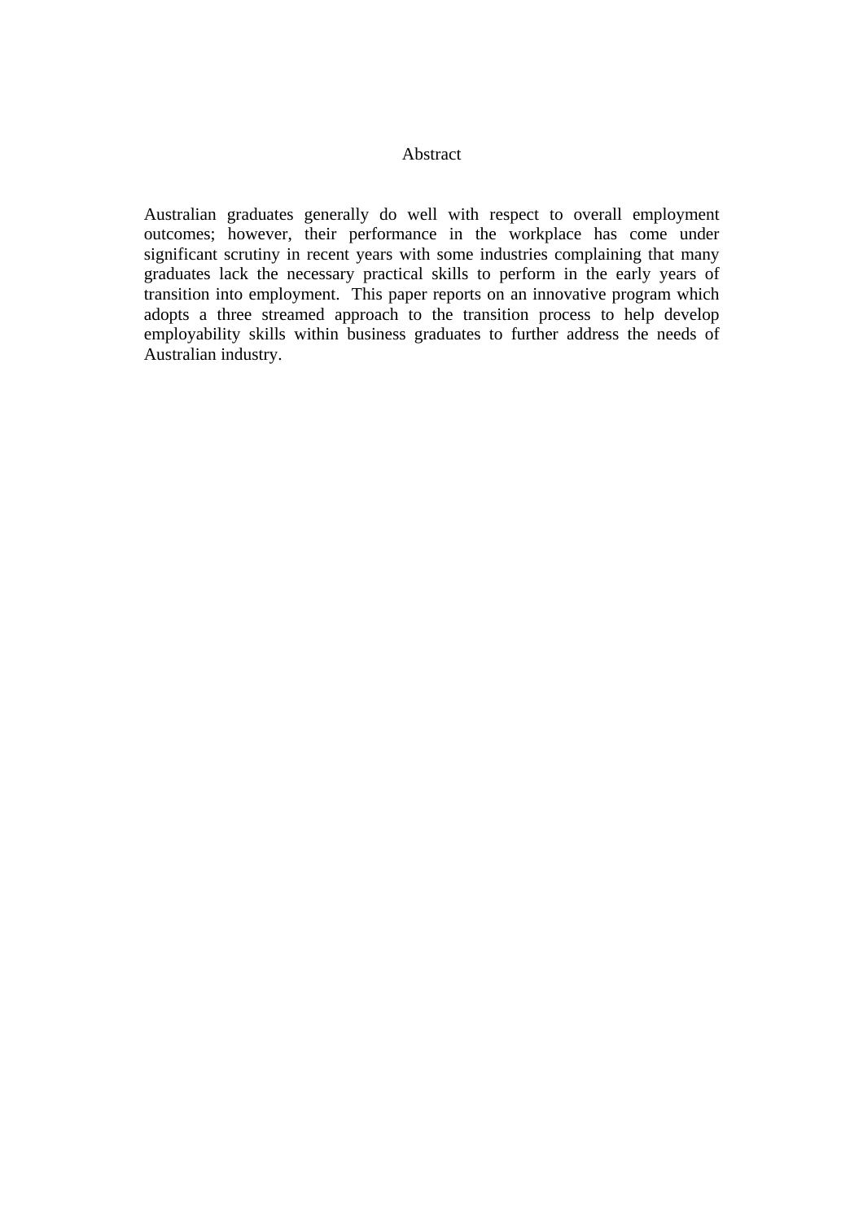# Abstract

Australian graduates generally do well with respect to overall employment outcomes; however, their performance in the workplace has come under significant scrutiny in recent years with some industries complaining that many graduates lack the necessary practical skills to perform in the early years of transition into employment. This paper reports on an innovative program which adopts a three streamed approach to the transition process to help develop employability skills within business graduates to further address the needs of Australian industry.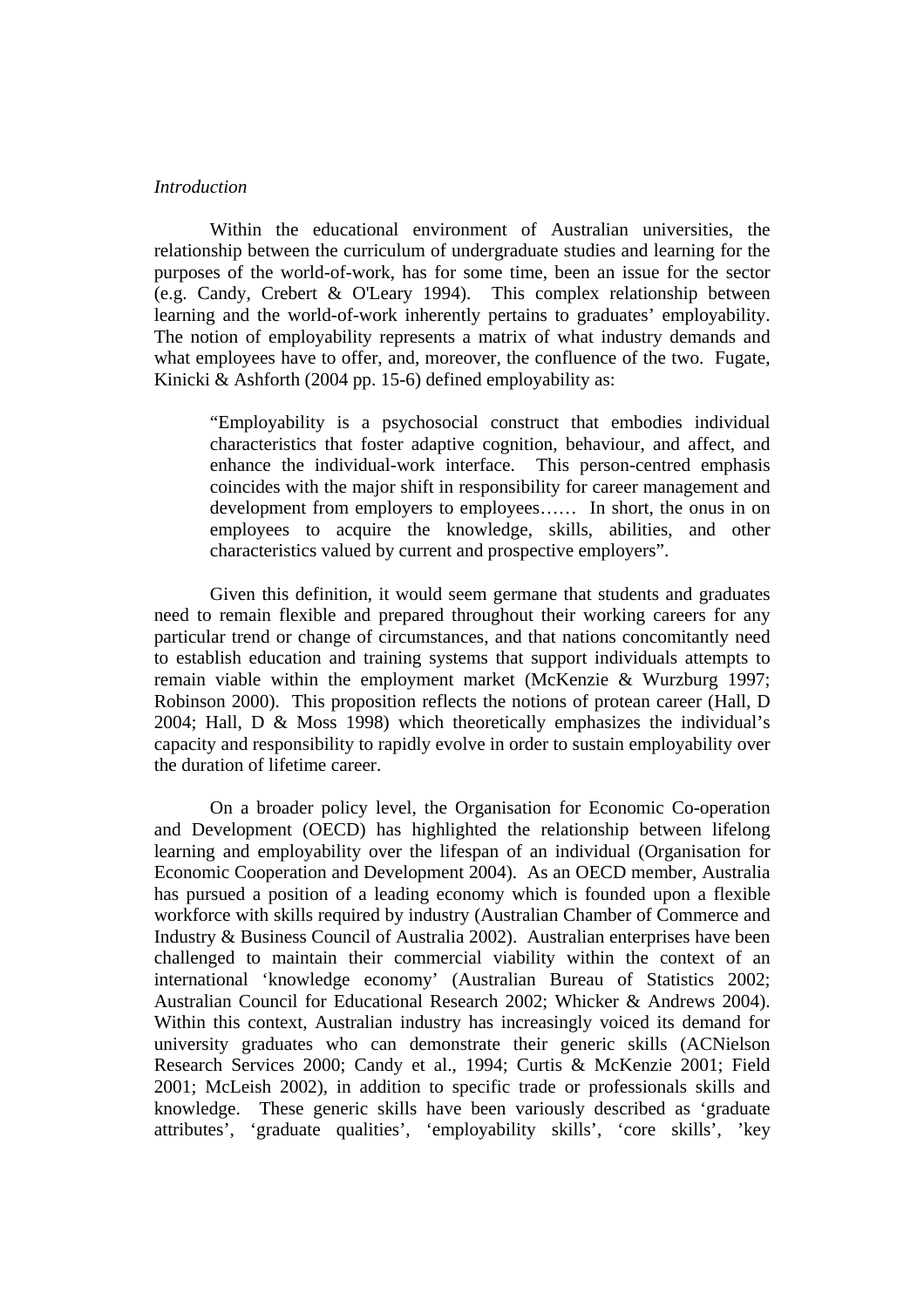*Introduction*

Within the educational environment of Australian universities, the relationship between the curriculum of undergraduate studies and learning for the purposes of the world-of-work, has for some time, been an issue for the sector (e.g. Candy, Crebert & O'Leary 1994). This complex relationship between learning and the world-of-work inherently pertains to graduates' employability. The notion of employability represents a matrix of what industry demands and what employees have to offer, and, moreover, the confluence of the two. Fugate, Kinicki & Ashforth (2004 pp. 15-6) defined employability as:

> "Employability is a psychosocial construct that embodies individual characteristics that foster adaptive cognition, behaviour, and affect, and enhance the individual-work interface. This person-centred emphasis coincides with the major shift in responsibility for career management and development from employers to employees…… In short, the onus in on employees to acquire the knowledge, skills, abilities, and other characteristics valued by current and prospective employers".

Given this definition, it would seem germane that students and graduates need to remain flexible and prepared throughout their working careers for any particular trend or change of circumstances, and that nations concomitantly need to establish education and training systems that support individuals attempts to remain viable within the employment market (McKenzie & Wurzburg 1997; Robinson 2000). This proposition reflects the notions of protean career (Hall, D 2004; Hall, D & Moss 1998) which theoretically emphasizes the individual's capacity and responsibility to rapidly evolve in order to sustain employability over the duration of lifetime career.

On a broader policy level, the Organisation for Economic Co-operation and Development (OECD) has highlighted the relationship between lifelong learning and employability over the lifespan of an individual (Organisation for Economic Cooperation and Development 2004). As an OECD member, Australia has pursued a position of a leading economy which is founded upon a flexible workforce with skills required by industry (Australian Chamber of Commerce and Industry & Business Council of Australia 2002). Australian enterprises have been challenged to maintain their commercial viability within the context of an international 'knowledge economy' (Australian Bureau of Statistics 2002; Australian Council for Educational Research 2002; Whicker & Andrews 2004). Within this context, Australian industry has increasingly voiced its demand for university graduates who can demonstrate their generic skills (ACNielson Research Services 2000; Candy et al., 1994; Curtis & McKenzie 2001; Field 2001; McLeish 2002), in addition to specific trade or professionals skills and knowledge. These generic skills have been variously described as 'graduate attributes', 'graduate qualities', 'employability skills', 'core skills', 'key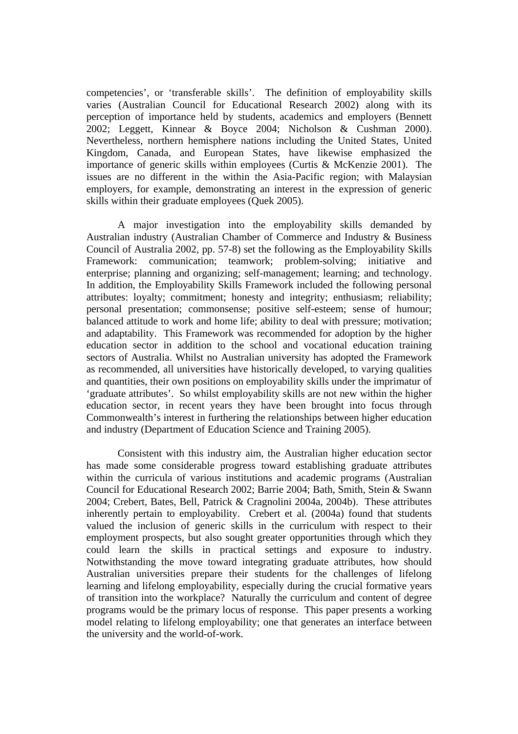competencies', or 'transferable skills'. The definition of employability skills varies (Australian Council for Educational Research 2002) along with its perception of importance held by students, academics and employers (Bennett 2002; Leggett, Kinnear & Boyce 2004; Nicholson & Cushman 2000). Nevertheless, northern hemisphere nations including the United States, United Kingdom, Canada, and European States, have likewise emphasized the importance of generic skills within employees (Curtis & McKenzie 2001). The issues are no different in the within the Asia-Pacific region; with Malaysian employers, for example, demonstrating an interest in the expression of generic skills within their graduate employees (Quek 2005).

A major investigation into the employability skills demanded by Australian industry (Australian Chamber of Commerce and Industry & Business Council of Australia 2002, pp. 57-8) set the following as the Employability Skills Framework: communication; teamwork; problem-solving; initiative and enterprise; planning and organizing; self-management; learning; and technology. In addition, the Employability Skills Framework included the following personal attributes: loyalty; commitment; honesty and integrity; enthusiasm; reliability; personal presentation; commonsense; positive self-esteem; sense of humour; balanced attitude to work and home life; ability to deal with pressure; motivation; and adaptability. This Framework was recommended for adoption by the higher education sector in addition to the school and vocational education training sectors of Australia. Whilst no Australian university has adopted the Framework as recommended, all universities have historically developed, to varying qualities and quantities, their own positions on employability skills under the imprimatur of 'graduate attributes'. So whilst employability skills are not new within the higher education sector, in recent years they have been brought into focus through Commonwealth's interest in furthering the relationships between higher education and industry (Department of Education Science and Training 2005).

Consistent with this industry aim, the Australian higher education sector has made some considerable progress toward establishing graduate attributes within the curricula of various institutions and academic programs (Australian Council for Educational Research 2002; Barrie 2004; Bath, Smith, Stein & Swann 2004; Crebert, Bates, Bell, Patrick & Cragnolini 2004a, 2004b). These attributes inherently pertain to employability. Crebert et al. (2004a) found that students valued the inclusion of generic skills in the curriculum with respect to their employment prospects, but also sought greater opportunities through which they could learn the skills in practical settings and exposure to industry. Notwithstanding the move toward integrating graduate attributes, how should Australian universities prepare their students for the challenges of lifelong learning and lifelong employability, especially during the crucial formative years of transition into the workplace? Naturally the curriculum and content of degree programs would be the primary locus of response. This paper presents a working model relating to lifelong employability; one that generates an interface between the university and the world-of-work.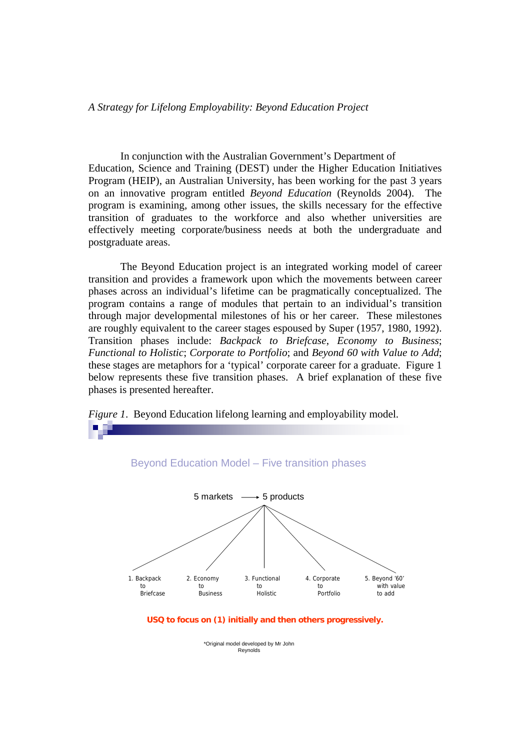In conjunction with the Australian Government's Department of Education, Science and Training (DEST) under the Higher Education Initiatives Program (HEIP), an Australian University, has been working for the past 3 years on an innovative program entitled *Beyond Education* (Reynolds 2004). The program is examining, among other issues, the skills necessary for the effective transition of graduates to the workforce and also whether universities are effectively meeting corporate/business needs at both the undergraduate and postgraduate areas.

The Beyond Education project is an integrated working model of career transition and provides a framework upon which the movements between career phases across an individual's lifetime can be pragmatically conceptualized. The program contains a range of modules that pertain to an individual's transition through major developmental milestones of his or her career. These milestones are roughly equivalent to the career stages espoused by Super (1957, 1980, 1992). Transition phases include: *Backpack to Briefcase*, *Economy to Business*; *Functional to Holistic*; *Corporate to Portfolio*; and *Beyond 60 with Value to Add*; these stages are metaphors for a 'typical' corporate career for a graduate. Figure 1 below represents these five transition phases. A brief explanation of these five phases is presented hereafter.

*Figure 1*. Beyond Education lifelong learning and employability model.

Beyond Education Model – Five transition phases

5 markets ⟶ 5 products

1. Backpack to Briefcase
2. Economy to Business
3. Functional to Holistic
4. Corporate to Portfolio
5. Beyond '60' with value to add

**USQ to focus on (1) initially and then others progressively.**

*Original model developed by Mr John Reynolds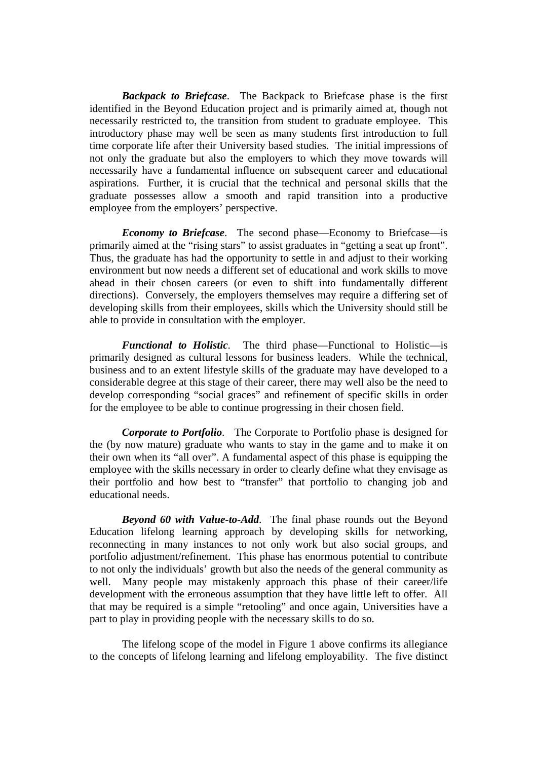***Backpack to Briefcase***. The Backpack to Briefcase phase is the first identified in the Beyond Education project and is primarily aimed at, though not necessarily restricted to, the transition from student to graduate employee. This introductory phase may well be seen as many students first introduction to full time corporate life after their University based studies. The initial impressions of not only the graduate but also the employers to which they move towards will necessarily have a fundamental influence on subsequent career and educational aspirations. Further, it is crucial that the technical and personal skills that the graduate possesses allow a smooth and rapid transition into a productive employee from the employers' perspective.

***Economy to Briefcase***. The second phase—Economy to Briefcase—is primarily aimed at the "rising stars" to assist graduates in "getting a seat up front". Thus, the graduate has had the opportunity to settle in and adjust to their working environment but now needs a different set of educational and work skills to move ahead in their chosen careers (or even to shift into fundamentally different directions). Conversely, the employers themselves may require a differing set of developing skills from their employees, skills which the University should still be able to provide in consultation with the employer.

***Functional to Holistic***. The third phase—Functional to Holistic—is primarily designed as cultural lessons for business leaders. While the technical, business and to an extent lifestyle skills of the graduate may have developed to a considerable degree at this stage of their career, there may well also be the need to develop corresponding "social graces" and refinement of specific skills in order for the employee to be able to continue progressing in their chosen field.

***Corporate to Portfolio***. The Corporate to Portfolio phase is designed for the (by now mature) graduate who wants to stay in the game and to make it on their own when its "all over". A fundamental aspect of this phase is equipping the employee with the skills necessary in order to clearly define what they envisage as their portfolio and how best to "transfer" that portfolio to changing job and educational needs.

***Beyond 60 with Value-to-Add***. The final phase rounds out the Beyond Education lifelong learning approach by developing skills for networking, reconnecting in many instances to not only work but also social groups, and portfolio adjustment/refinement. This phase has enormous potential to contribute to not only the individuals' growth but also the needs of the general community as well. Many people may mistakenly approach this phase of their career/life development with the erroneous assumption that they have little left to offer. All that may be required is a simple "retooling" and once again, Universities have a part to play in providing people with the necessary skills to do so.

The lifelong scope of the model in Figure 1 above confirms its allegiance to the concepts of lifelong learning and lifelong employability. The five distinct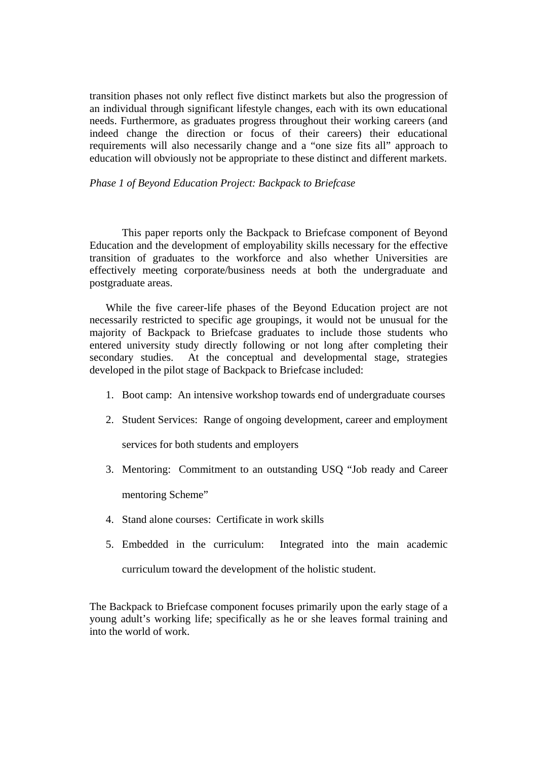transition phases not only reflect five distinct markets but also the progression of an individual through significant lifestyle changes, each with its own educational needs. Furthermore, as graduates progress throughout their working careers (and indeed change the direction or focus of their careers) their educational requirements will also necessarily change and a "one size fits all" approach to education will obviously not be appropriate to these distinct and different markets.

*Phase 1 of Beyond Education Project: Backpack to Briefcase*

This paper reports only the Backpack to Briefcase component of Beyond Education and the development of employability skills necessary for the effective transition of graduates to the workforce and also whether Universities are effectively meeting corporate/business needs at both the undergraduate and postgraduate areas.

While the five career-life phases of the Beyond Education project are not necessarily restricted to specific age groupings, it would not be unusual for the majority of Backpack to Briefcase graduates to include those students who entered university study directly following or not long after completing their secondary studies. At the conceptual and developmental stage, strategies developed in the pilot stage of Backpack to Briefcase included:

1. Boot camp: An intensive workshop towards end of undergraduate courses
2. Student Services: Range of ongoing development, career and employment services for both students and employers
3. Mentoring: Commitment to an outstanding USQ "Job ready and Career mentoring Scheme"
4. Stand alone courses: Certificate in work skills
5. Embedded in the curriculum: Integrated into the main academic curriculum toward the development of the holistic student.

The Backpack to Briefcase component focuses primarily upon the early stage of a young adult's working life; specifically as he or she leaves formal training and into the world of work.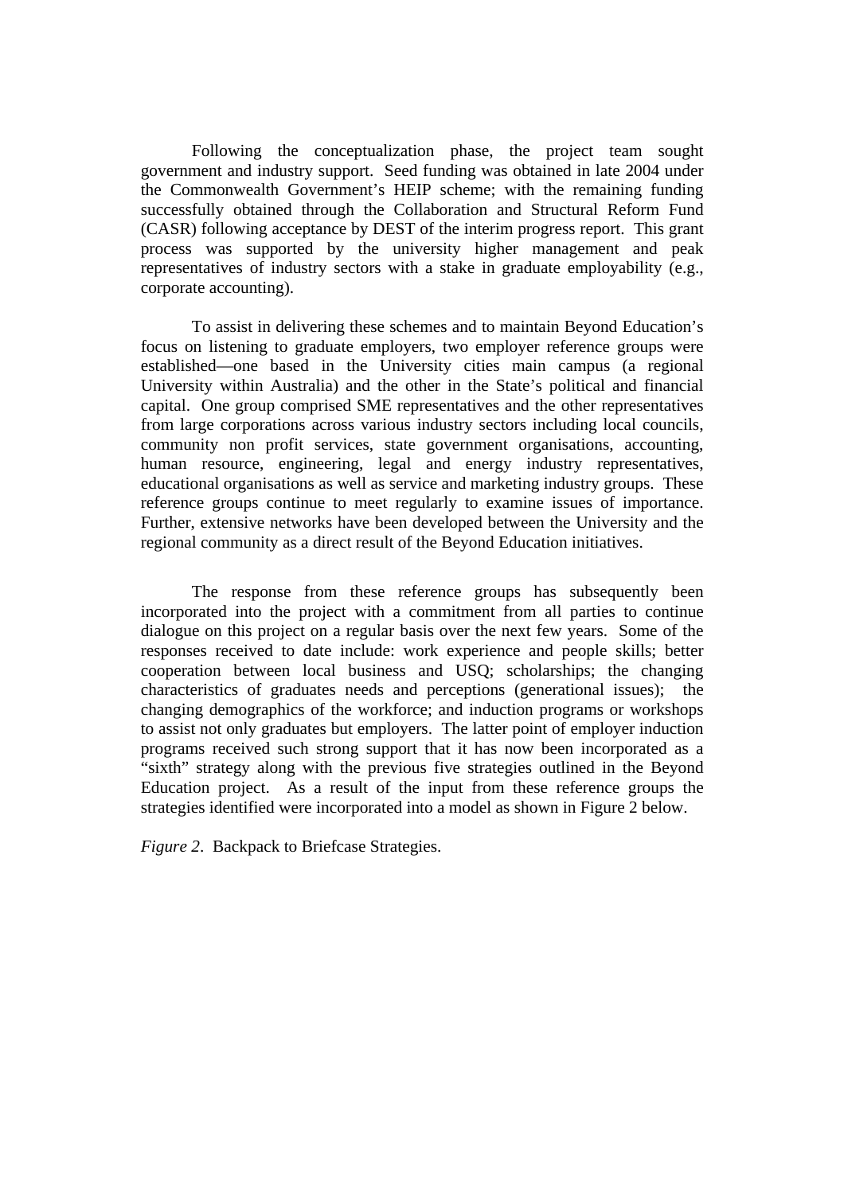Following the conceptualization phase, the project team sought government and industry support. Seed funding was obtained in late 2004 under the Commonwealth Government's HEIP scheme; with the remaining funding successfully obtained through the Collaboration and Structural Reform Fund (CASR) following acceptance by DEST of the interim progress report. This grant process was supported by the university higher management and peak representatives of industry sectors with a stake in graduate employability (e.g., corporate accounting).

To assist in delivering these schemes and to maintain Beyond Education's focus on listening to graduate employers, two employer reference groups were established—one based in the University cities main campus (a regional University within Australia) and the other in the State's political and financial capital. One group comprised SME representatives and the other representatives from large corporations across various industry sectors including local councils, community non profit services, state government organisations, accounting, human resource, engineering, legal and energy industry representatives, educational organisations as well as service and marketing industry groups. These reference groups continue to meet regularly to examine issues of importance. Further, extensive networks have been developed between the University and the regional community as a direct result of the Beyond Education initiatives.

The response from these reference groups has subsequently been incorporated into the project with a commitment from all parties to continue dialogue on this project on a regular basis over the next few years. Some of the responses received to date include: work experience and people skills; better cooperation between local business and USQ; scholarships; the changing characteristics of graduates needs and perceptions (generational issues); the changing demographics of the workforce; and induction programs or workshops to assist not only graduates but employers. The latter point of employer induction programs received such strong support that it has now been incorporated as a "sixth" strategy along with the previous five strategies outlined in the Beyond Education project. As a result of the input from these reference groups the strategies identified were incorporated into a model as shown in Figure 2 below.

*Figure 2*. Backpack to Briefcase Strategies.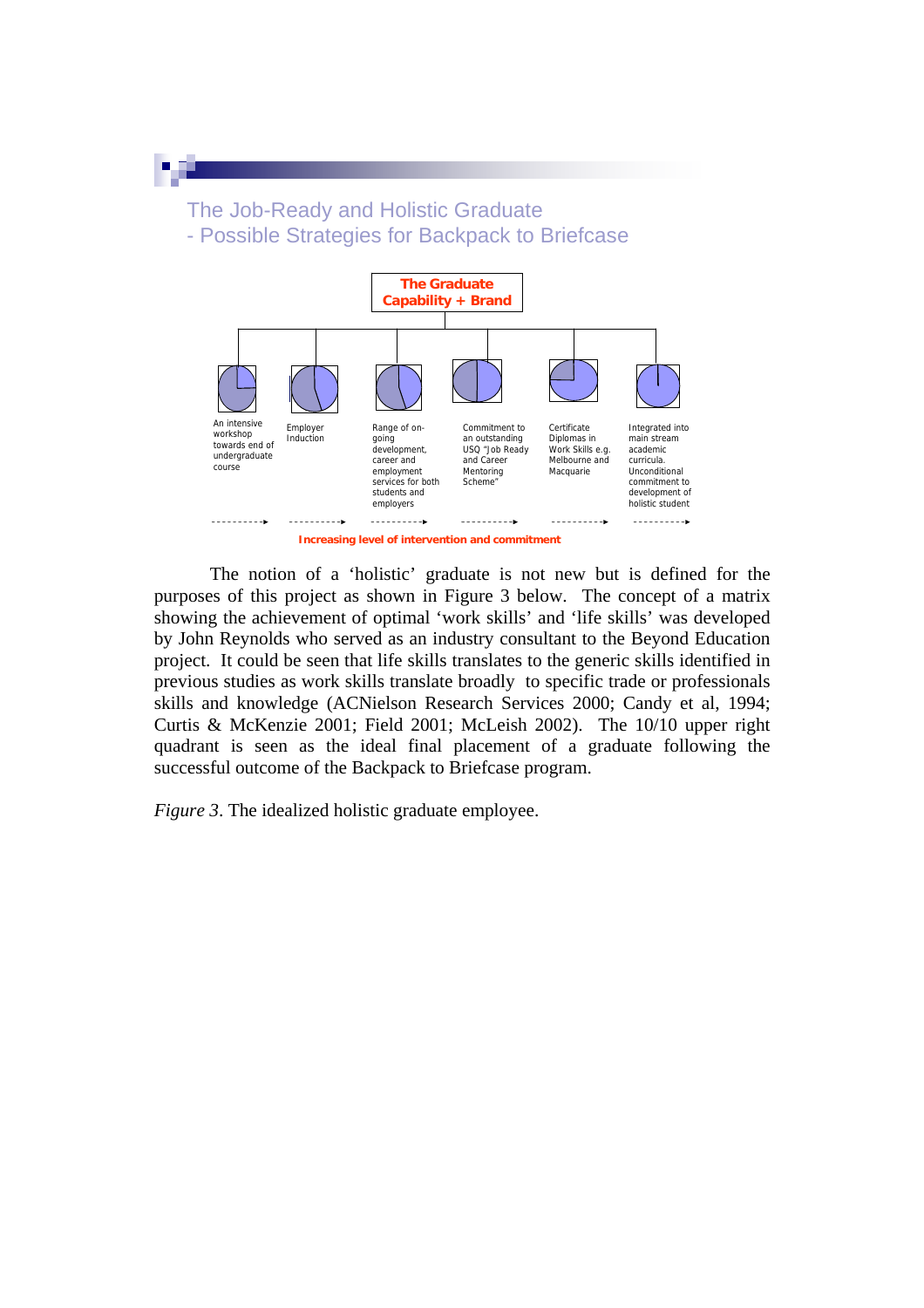## The Job-Ready and Holistic Graduate
## - Possible Strategies for Backpack to Briefcase

**The Graduate Capability + Brand**

| An intensive workshop towards end of undergraduate course | Employer Induction | Range of on-going development, career and employment services for both students and employers | Commitment to an outstanding USQ "Job Ready and Career Mentoring Scheme" | Certificate Diplomas in Work Skills e.g. Melbourne and Macquarie | Integrated into main stream academic curricula. Unconditional commitment to development of holistic student |
|---|---|---|---|---|---|

**Increasing level of intervention and commitment**

The notion of a 'holistic' graduate is not new but is defined for the purposes of this project as shown in Figure 3 below. The concept of a matrix showing the achievement of optimal 'work skills' and 'life skills' was developed by John Reynolds who served as an industry consultant to the Beyond Education project. It could be seen that life skills translates to the generic skills identified in previous studies as work skills translate broadly to specific trade or professionals skills and knowledge (ACNielson Research Services 2000; Candy et al, 1994; Curtis & McKenzie 2001; Field 2001; McLeish 2002). The 10/10 upper right quadrant is seen as the ideal final placement of a graduate following the successful outcome of the Backpack to Briefcase program.

*Figure 3*. The idealized holistic graduate employee.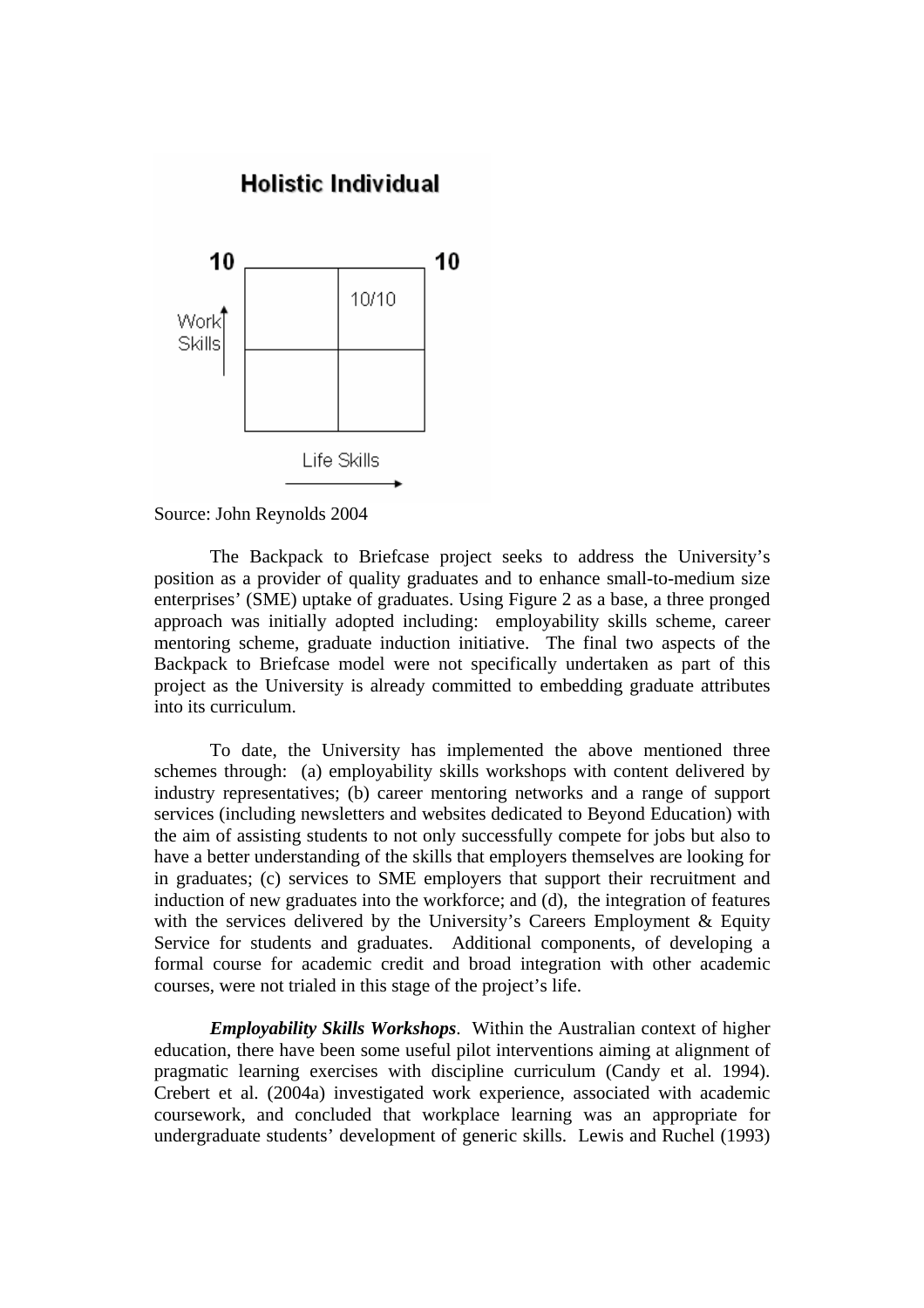**Holistic Individual**

10 10

10/10

Work Skills

Life Skills

Source: John Reynolds 2004

The Backpack to Briefcase project seeks to address the University's position as a provider of quality graduates and to enhance small-to-medium size enterprises' (SME) uptake of graduates. Using Figure 2 as a base, a three pronged approach was initially adopted including: employability skills scheme, career mentoring scheme, graduate induction initiative. The final two aspects of the Backpack to Briefcase model were not specifically undertaken as part of this project as the University is already committed to embedding graduate attributes into its curriculum.

To date, the University has implemented the above mentioned three schemes through: (a) employability skills workshops with content delivered by industry representatives; (b) career mentoring networks and a range of support services (including newsletters and websites dedicated to Beyond Education) with the aim of assisting students to not only successfully compete for jobs but also to have a better understanding of the skills that employers themselves are looking for in graduates; (c) services to SME employers that support their recruitment and induction of new graduates into the workforce; and (d), the integration of features with the services delivered by the University's Careers Employment & Equity Service for students and graduates. Additional components, of developing a formal course for academic credit and broad integration with other academic courses, were not trialed in this stage of the project's life.

***Employability Skills Workshops***. Within the Australian context of higher education, there have been some useful pilot interventions aiming at alignment of pragmatic learning exercises with discipline curriculum (Candy et al. 1994). Crebert et al. (2004a) investigated work experience, associated with academic coursework, and concluded that workplace learning was an appropriate for undergraduate students' development of generic skills. Lewis and Ruchel (1993)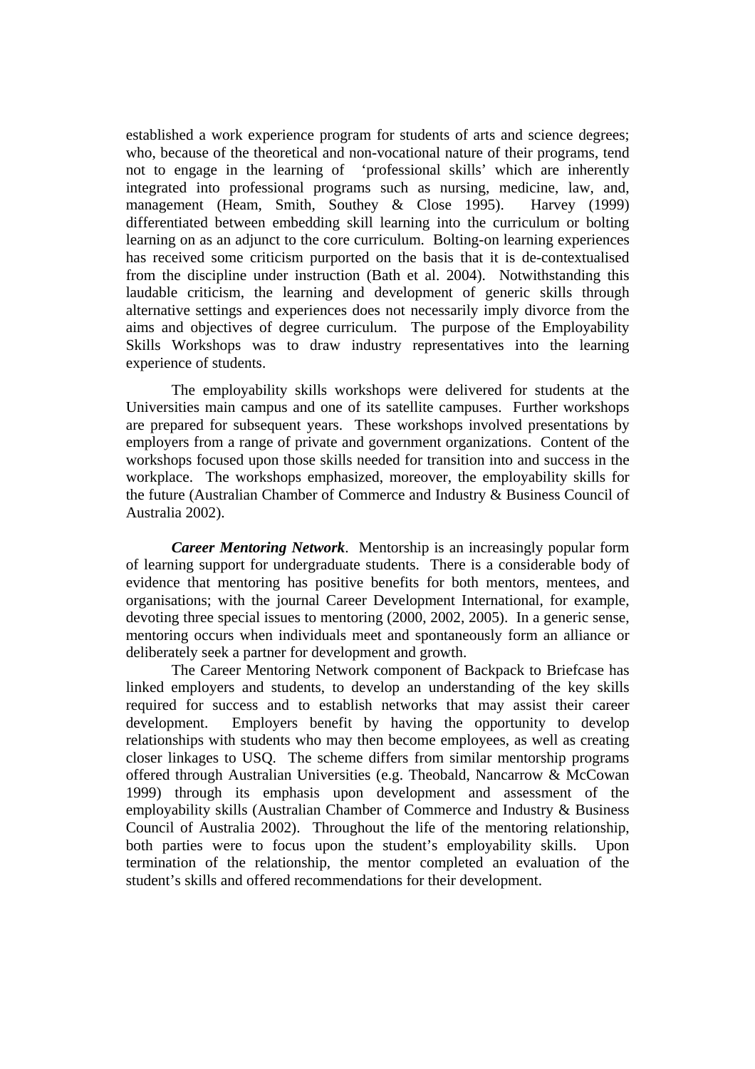established a work experience program for students of arts and science degrees; who, because of the theoretical and non-vocational nature of their programs, tend not to engage in the learning of 'professional skills' which are inherently integrated into professional programs such as nursing, medicine, law, and, management (Heam, Smith, Southey & Close 1995). Harvey (1999) differentiated between embedding skill learning into the curriculum or bolting learning on as an adjunct to the core curriculum. Bolting-on learning experiences has received some criticism purported on the basis that it is de-contextualised from the discipline under instruction (Bath et al. 2004). Notwithstanding this laudable criticism, the learning and development of generic skills through alternative settings and experiences does not necessarily imply divorce from the aims and objectives of degree curriculum. The purpose of the Employability Skills Workshops was to draw industry representatives into the learning experience of students.

The employability skills workshops were delivered for students at the Universities main campus and one of its satellite campuses. Further workshops are prepared for subsequent years. These workshops involved presentations by employers from a range of private and government organizations. Content of the workshops focused upon those skills needed for transition into and success in the workplace. The workshops emphasized, moreover, the employability skills for the future (Australian Chamber of Commerce and Industry & Business Council of Australia 2002).

***Career Mentoring Network***. Mentorship is an increasingly popular form of learning support for undergraduate students. There is a considerable body of evidence that mentoring has positive benefits for both mentors, mentees, and organisations; with the journal Career Development International, for example, devoting three special issues to mentoring (2000, 2002, 2005). In a generic sense, mentoring occurs when individuals meet and spontaneously form an alliance or deliberately seek a partner for development and growth.

The Career Mentoring Network component of Backpack to Briefcase has linked employers and students, to develop an understanding of the key skills required for success and to establish networks that may assist their career development. Employers benefit by having the opportunity to develop relationships with students who may then become employees, as well as creating closer linkages to USQ. The scheme differs from similar mentorship programs offered through Australian Universities (e.g. Theobald, Nancarrow & McCowan 1999) through its emphasis upon development and assessment of the employability skills (Australian Chamber of Commerce and Industry & Business Council of Australia 2002). Throughout the life of the mentoring relationship, both parties were to focus upon the student's employability skills. Upon termination of the relationship, the mentor completed an evaluation of the student's skills and offered recommendations for their development.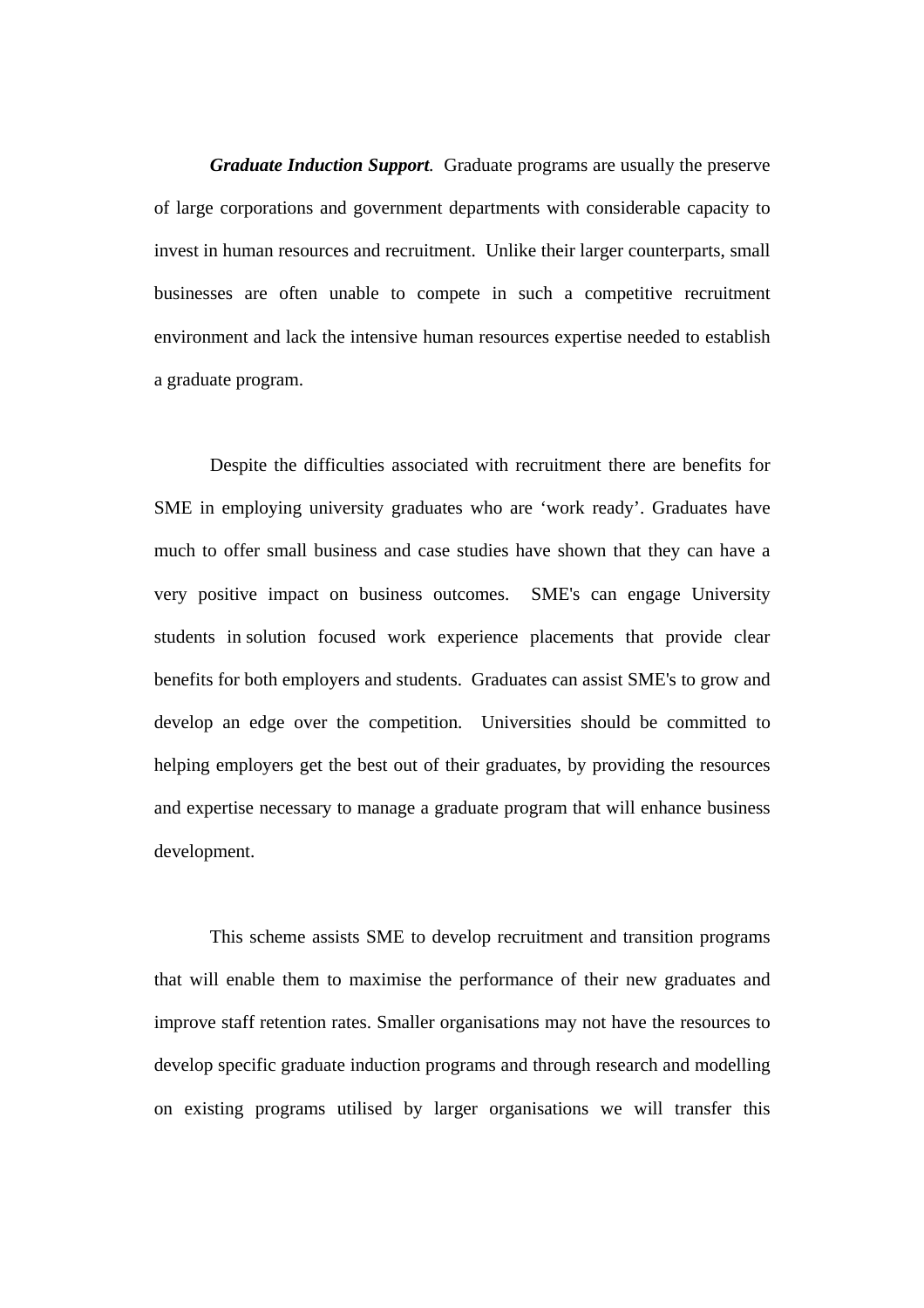***Graduate Induction Support***. Graduate programs are usually the preserve of large corporations and government departments with considerable capacity to invest in human resources and recruitment. Unlike their larger counterparts, small businesses are often unable to compete in such a competitive recruitment environment and lack the intensive human resources expertise needed to establish a graduate program.

Despite the difficulties associated with recruitment there are benefits for SME in employing university graduates who are 'work ready'. Graduates have much to offer small business and case studies have shown that they can have a very positive impact on business outcomes. SME's can engage University students in solution focused work experience placements that provide clear benefits for both employers and students. Graduates can assist SME's to grow and develop an edge over the competition. Universities should be committed to helping employers get the best out of their graduates, by providing the resources and expertise necessary to manage a graduate program that will enhance business development.

This scheme assists SME to develop recruitment and transition programs that will enable them to maximise the performance of their new graduates and improve staff retention rates. Smaller organisations may not have the resources to develop specific graduate induction programs and through research and modelling on existing programs utilised by larger organisations we will transfer this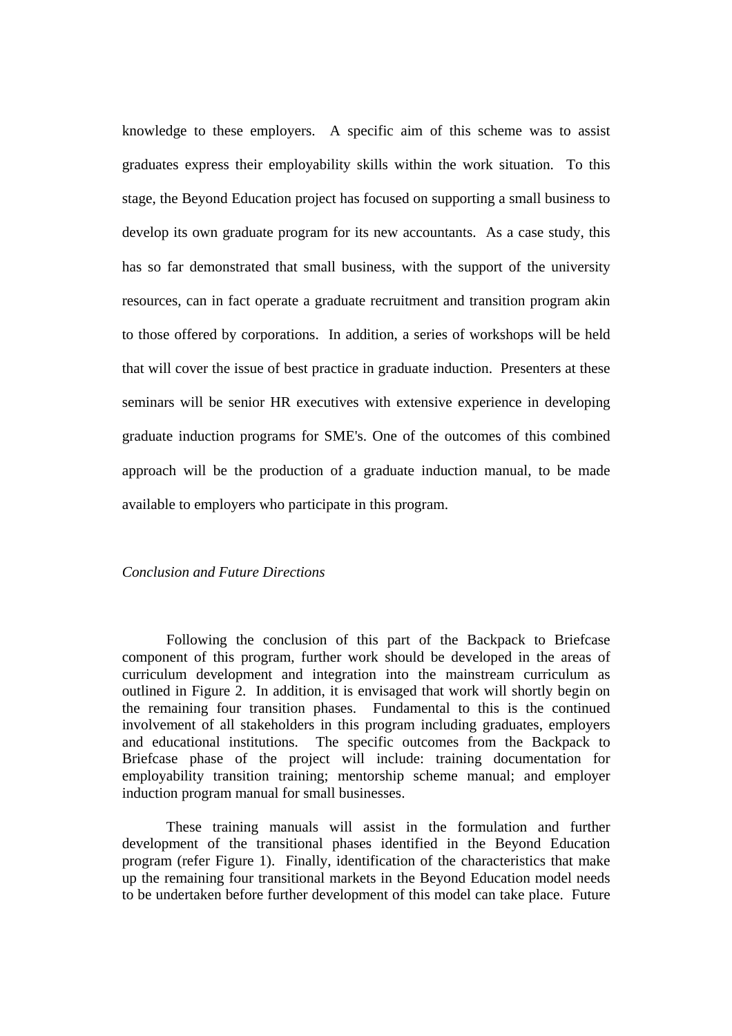knowledge to these employers. A specific aim of this scheme was to assist graduates express their employability skills within the work situation. To this stage, the Beyond Education project has focused on supporting a small business to develop its own graduate program for its new accountants. As a case study, this has so far demonstrated that small business, with the support of the university resources, can in fact operate a graduate recruitment and transition program akin to those offered by corporations. In addition, a series of workshops will be held that will cover the issue of best practice in graduate induction. Presenters at these seminars will be senior HR executives with extensive experience in developing graduate induction programs for SME's. One of the outcomes of this combined approach will be the production of a graduate induction manual, to be made available to employers who participate in this program.

*Conclusion and Future Directions*

Following the conclusion of this part of the Backpack to Briefcase component of this program, further work should be developed in the areas of curriculum development and integration into the mainstream curriculum as outlined in Figure 2. In addition, it is envisaged that work will shortly begin on the remaining four transition phases. Fundamental to this is the continued involvement of all stakeholders in this program including graduates, employers and educational institutions. The specific outcomes from the Backpack to Briefcase phase of the project will include: training documentation for employability transition training; mentorship scheme manual; and employer induction program manual for small businesses.

These training manuals will assist in the formulation and further development of the transitional phases identified in the Beyond Education program (refer Figure 1). Finally, identification of the characteristics that make up the remaining four transitional markets in the Beyond Education model needs to be undertaken before further development of this model can take place. Future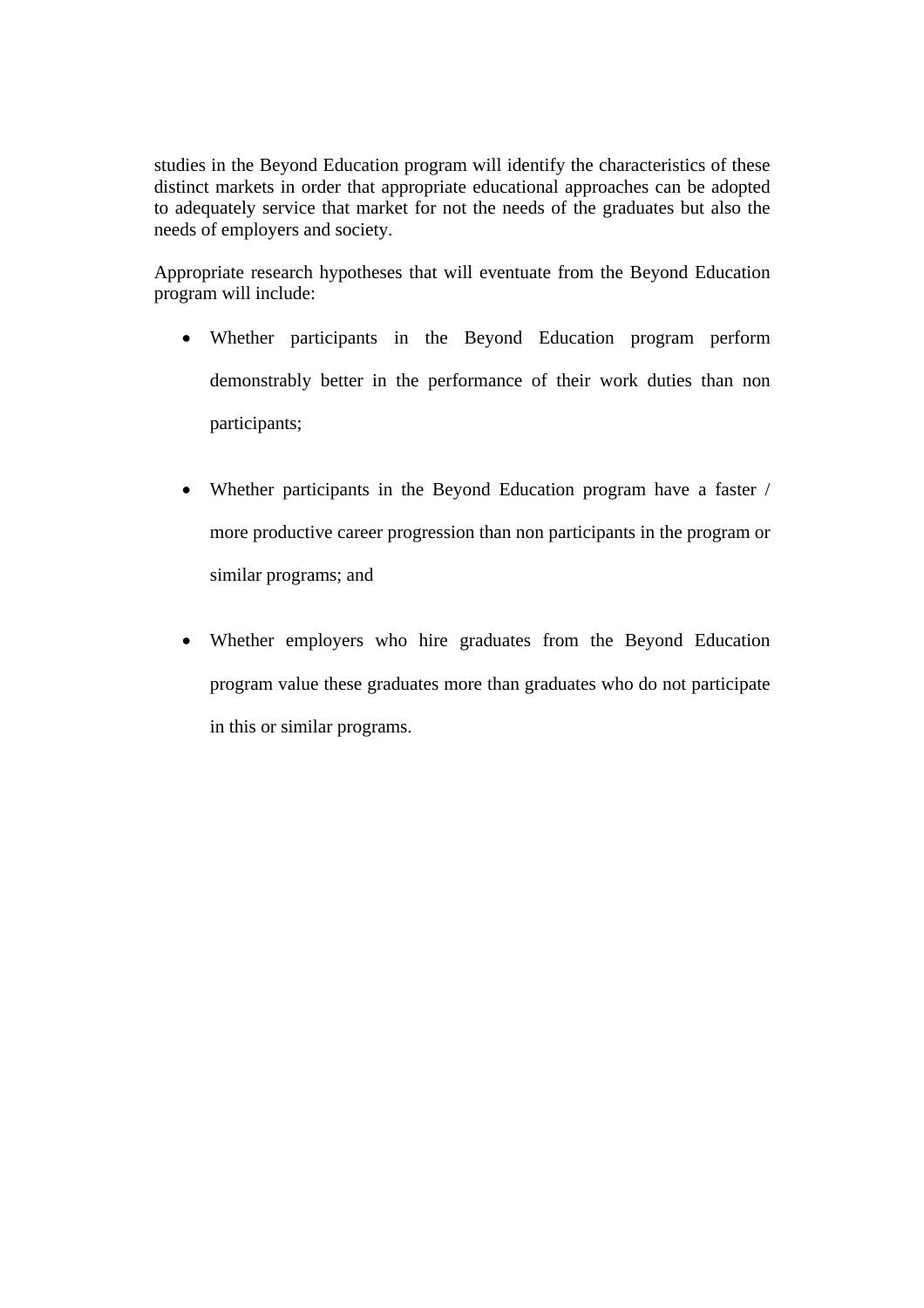studies in the Beyond Education program will identify the characteristics of these distinct markets in order that appropriate educational approaches can be adopted to adequately service that market for not the needs of the graduates but also the needs of employers and society.

Appropriate research hypotheses that will eventuate from the Beyond Education program will include:

- Whether participants in the Beyond Education program perform demonstrably better in the performance of their work duties than non participants;

- Whether participants in the Beyond Education program have a faster / more productive career progression than non participants in the program or similar programs; and

- Whether employers who hire graduates from the Beyond Education program value these graduates more than graduates who do not participate in this or similar programs.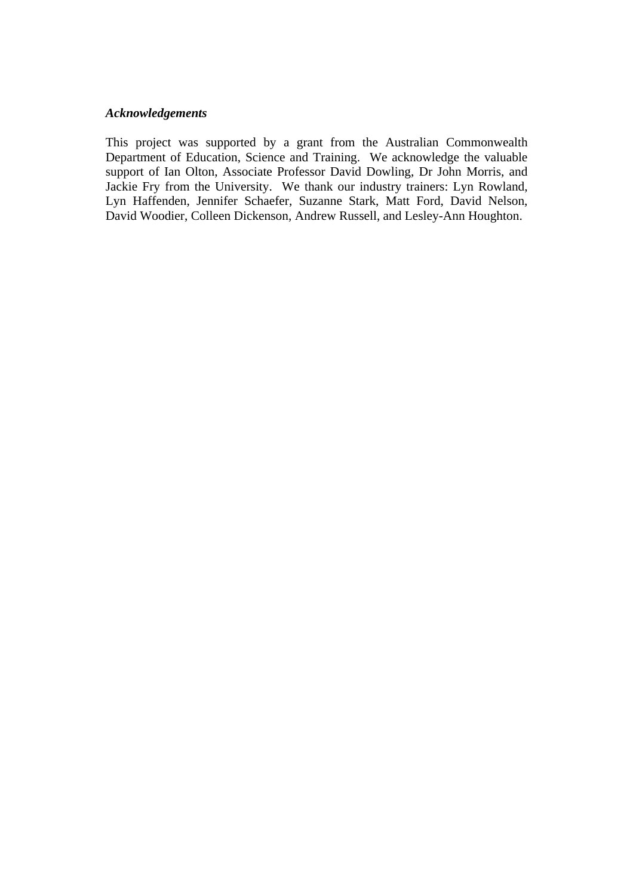***Acknowledgements***

This project was supported by a grant from the Australian Commonwealth Department of Education, Science and Training. We acknowledge the valuable support of Ian Olton, Associate Professor David Dowling, Dr John Morris, and Jackie Fry from the University. We thank our industry trainers: Lyn Rowland, Lyn Haffenden, Jennifer Schaefer, Suzanne Stark, Matt Ford, David Nelson, David Woodier, Colleen Dickenson, Andrew Russell, and Lesley-Ann Houghton.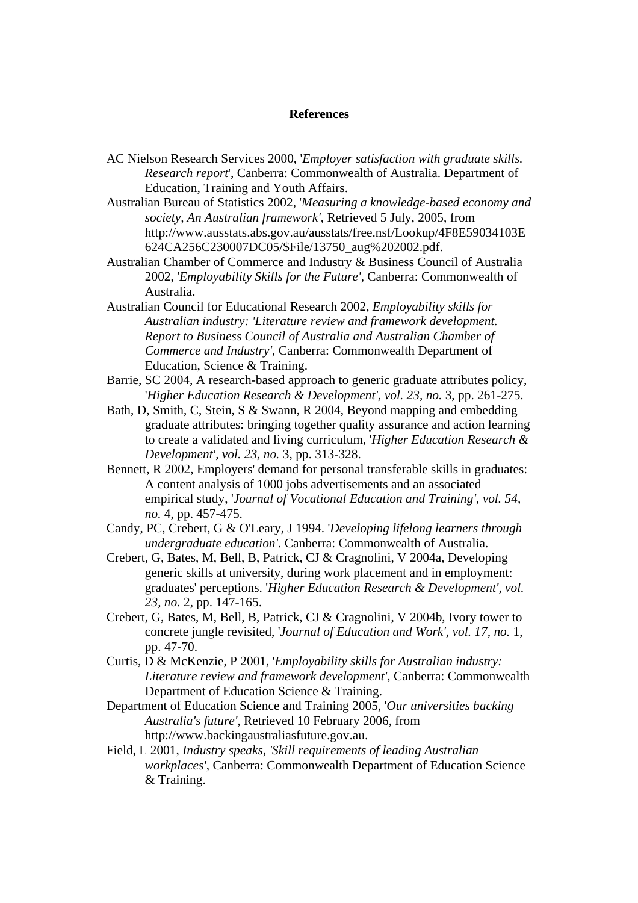**References**

AC Nielson Research Services 2000, '*Employer satisfaction with graduate skills. Research report*', Canberra: Commonwealth of Australia. Department of Education, Training and Youth Affairs.

Australian Bureau of Statistics 2002, '*Measuring a knowledge-based economy and society, An Australian framework'*, Retrieved 5 July, 2005, from http://www.ausstats.abs.gov.au/ausstats/free.nsf/Lookup/4F8E59034103E624CA256C230007DC05/$File/13750_aug%202002.pdf.

Australian Chamber of Commerce and Industry & Business Council of Australia 2002, '*Employability Skills for the Future'*, Canberra: Commonwealth of Australia.

Australian Council for Educational Research 2002, *Employability skills for Australian industry: 'Literature review and framework development. Report to Business Council of Australia and Australian Chamber of Commerce and Industry'*, Canberra: Commonwealth Department of Education, Science & Training.

Barrie, SC 2004, A research-based approach to generic graduate attributes policy, '*Higher Education Research & Development', vol. 23, no.* 3, pp. 261-275.

Bath, D, Smith, C, Stein, S & Swann, R 2004, Beyond mapping and embedding graduate attributes: bringing together quality assurance and action learning to create a validated and living curriculum, '*Higher Education Research & Development', vol. 23, no.* 3, pp. 313-328.

Bennett, R 2002, Employers' demand for personal transferable skills in graduates: A content analysis of 1000 jobs advertisements and an associated empirical study, '*Journal of Vocational Education and Training', vol. 54, no.* 4, pp. 457-475.

Candy, PC, Crebert, G & O'Leary, J 1994. '*Developing lifelong learners through undergraduate education'*. Canberra: Commonwealth of Australia.

Crebert, G, Bates, M, Bell, B, Patrick, CJ & Cragnolini, V 2004a, Developing generic skills at university, during work placement and in employment: graduates' perceptions. '*Higher Education Research & Development', vol. 23, no.* 2, pp. 147-165.

Crebert, G, Bates, M, Bell, B, Patrick, CJ & Cragnolini, V 2004b, Ivory tower to concrete jungle revisited, '*Journal of Education and Work', vol. 17, no.* 1, pp. 47-70.

Curtis, D & McKenzie, P 2001, '*Employability skills for Australian industry: Literature review and framework development'*, Canberra: Commonwealth Department of Education Science & Training.

Department of Education Science and Training 2005, '*Our universities backing Australia's future'*, Retrieved 10 February 2006, from http://www.backingaustraliasfuture.gov.au.

Field, L 2001, *Industry speaks, 'Skill requirements of leading Australian workplaces'*, Canberra: Commonwealth Department of Education Science & Training.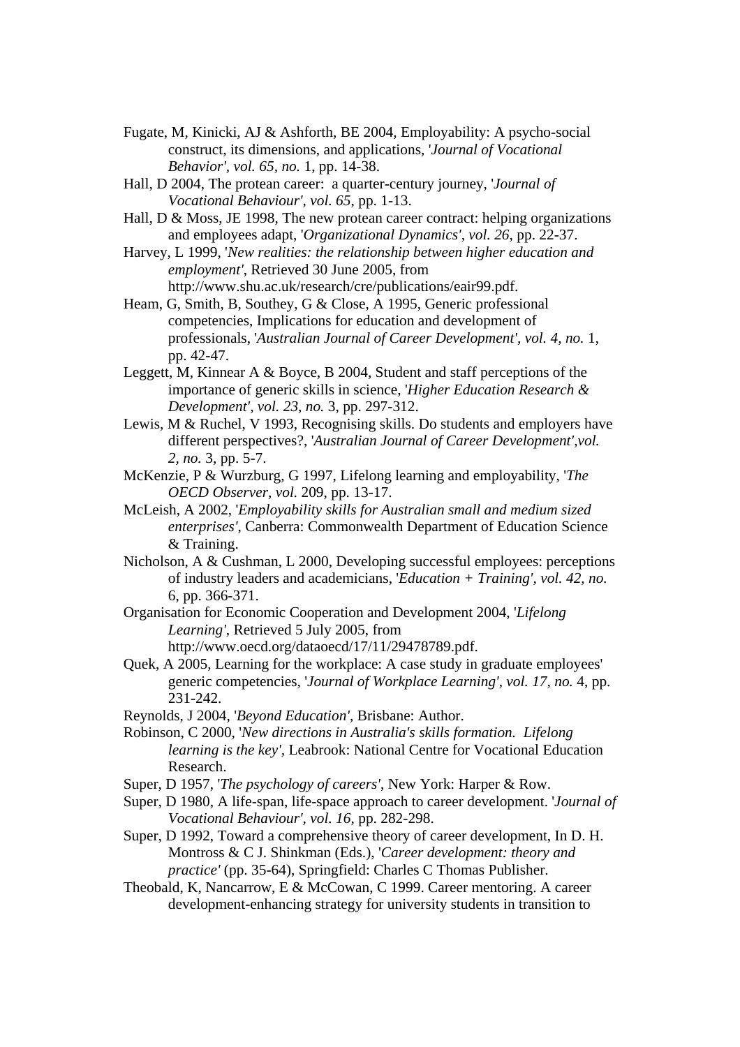Fugate, M, Kinicki, AJ & Ashforth, BE 2004, Employability: A psycho-social construct, its dimensions, and applications, '*Journal of Vocational Behavior', vol. 65, no.* 1, pp. 14-38.

Hall, D 2004, The protean career: a quarter-century journey, '*Journal of Vocational Behaviour', vol. 65,* pp. 1-13.

Hall, D & Moss, JE 1998, The new protean career contract: helping organizations and employees adapt, '*Organizational Dynamics', vol. 26*, pp. 22-37.

Harvey, L 1999, '*New realities: the relationship between higher education and employment'*, Retrieved 30 June 2005, from http://www.shu.ac.uk/research/cre/publications/eair99.pdf.

Heam, G, Smith, B, Southey, G & Close, A 1995, Generic professional competencies, Implications for education and development of professionals, '*Australian Journal of Career Development', vol. 4, no.* 1, pp. 42-47.

Leggett, M, Kinnear A & Boyce, B 2004, Student and staff perceptions of the importance of generic skills in science, '*Higher Education Research & Development', vol. 23, no.* 3, pp. 297-312.

Lewis, M & Ruchel, V 1993, Recognising skills. Do students and employers have different perspectives?, '*Australian Journal of Career Development',vol. 2, no.* 3, pp. 5-7.

McKenzie, P & Wurzburg, G 1997, Lifelong learning and employability, '*The OECD Observer, vol.* 209, pp. 13-17.

McLeish, A 2002, '*Employability skills for Australian small and medium sized enterprises'*, Canberra: Commonwealth Department of Education Science & Training.

Nicholson, A & Cushman, L 2000, Developing successful employees: perceptions of industry leaders and academicians, '*Education + Training', vol. 42, no.* 6, pp. 366-371.

Organisation for Economic Cooperation and Development 2004, '*Lifelong Learning'*, Retrieved 5 July 2005, from http://www.oecd.org/dataoecd/17/11/29478789.pdf.

Quek, A 2005, Learning for the workplace: A case study in graduate employees' generic competencies, '*Journal of Workplace Learning', vol. 17, no.* 4, pp. 231-242.

Reynolds, J 2004, '*Beyond Education'*, Brisbane: Author.

Robinson, C 2000, '*New directions in Australia's skills formation. Lifelong learning is the key'*, Leabrook: National Centre for Vocational Education Research.

Super, D 1957, '*The psychology of careers'*, New York: Harper & Row.

Super, D 1980, A life-span, life-space approach to career development. '*Journal of Vocational Behaviour', vol. 16,* pp. 282-298.

Super, D 1992, Toward a comprehensive theory of career development, In D. H. Montross & C J. Shinkman (Eds.), '*Career development: theory and practice'* (pp. 35-64), Springfield: Charles C Thomas Publisher.

Theobald, K, Nancarrow, E & McCowan, C 1999. Career mentoring. A career development-enhancing strategy for university students in transition to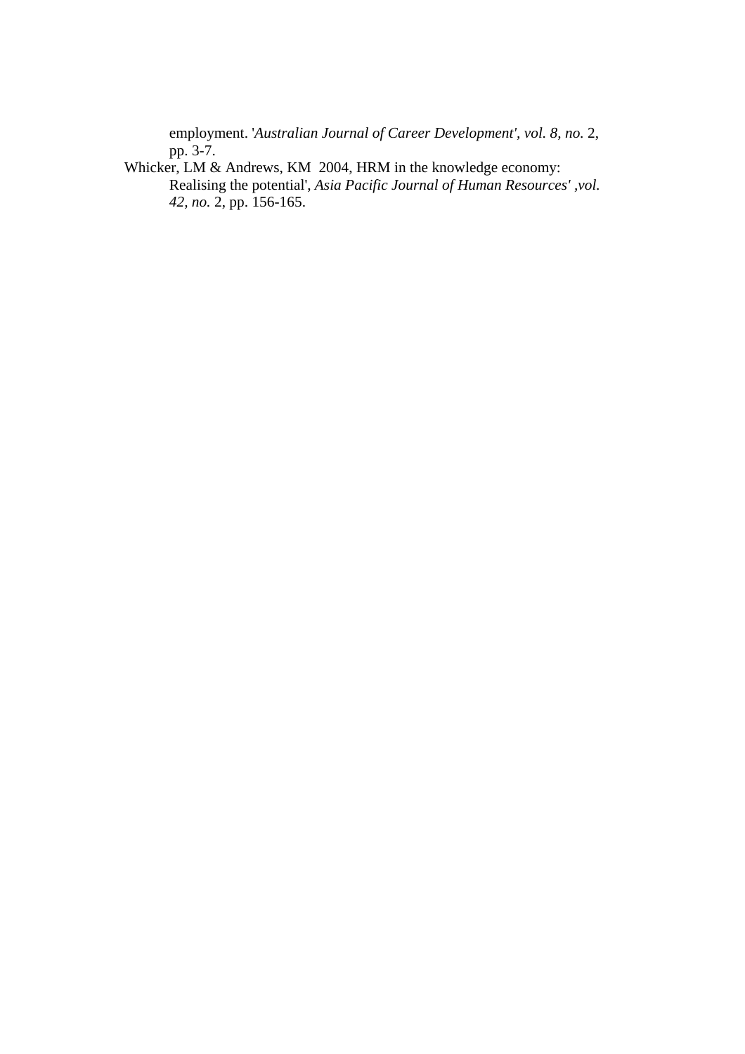employment. '*Australian Journal of Career Development', vol. 8, no.* 2, pp. 3-7.

Whicker, LM & Andrews, KM 2004, HRM in the knowledge economy: Realising the potential', *Asia Pacific Journal of Human Resources' ,vol. 42, no.* 2, pp. 156-165.